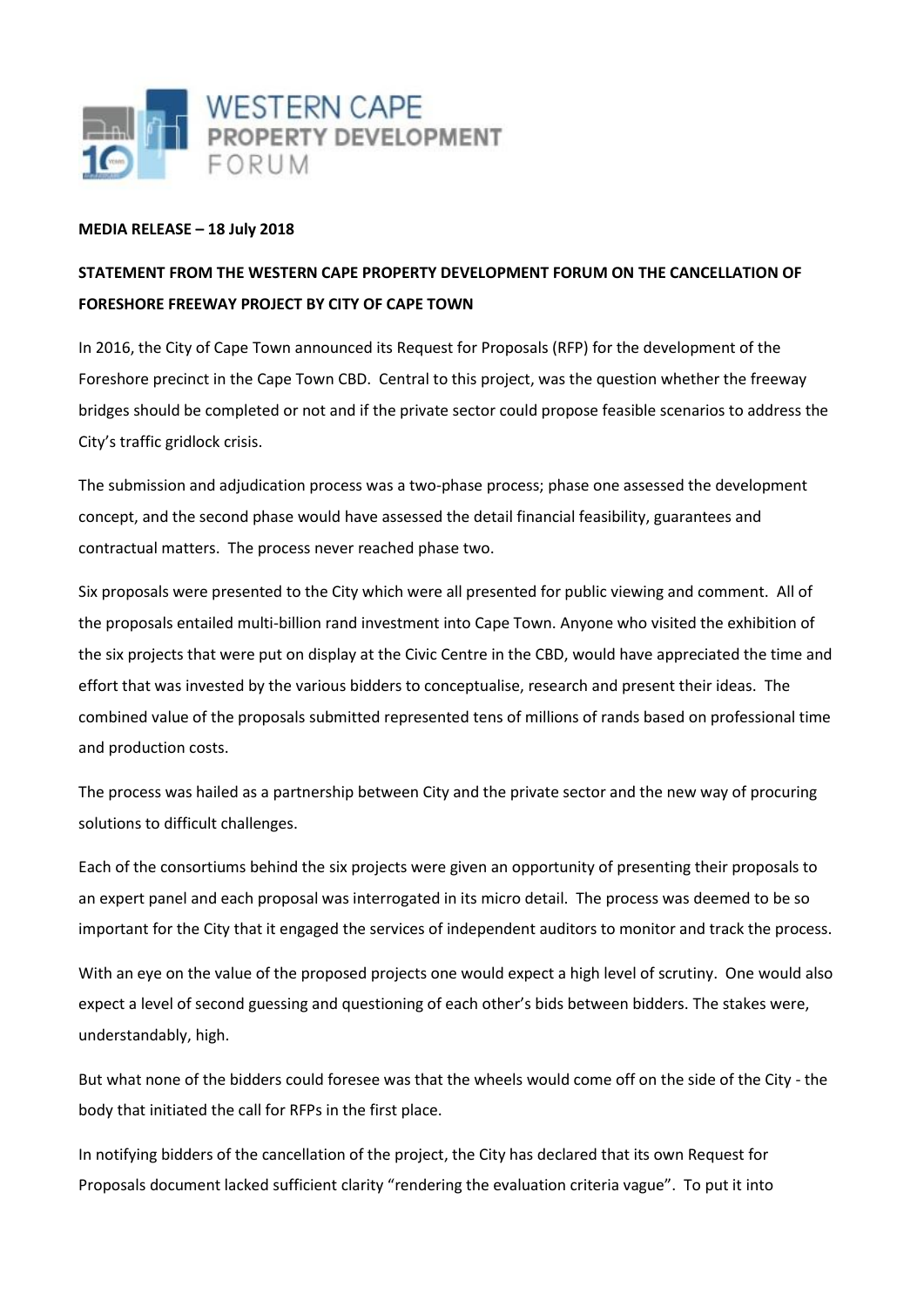WESTERN CAPE PROPERTY DEVELOPMENT FORUM

**MEDIA RELEASE – 18 July 2018**

**STATEMENT FROM THE WESTERN CAPE PROPERTY DEVELOPMENT FORUM ON THE CANCELLATION OF FORESHORE FREEWAY PROJECT BY CITY OF CAPE TOWN**

In 2016, the City of Cape Town announced its Request for Proposals (RFP) for the development of the Foreshore precinct in the Cape Town CBD. Central to this project, was the question whether the freeway bridges should be completed or not and if the private sector could propose feasible scenarios to address the City's traffic gridlock crisis.

The submission and adjudication process was a two-phase process; phase one assessed the development concept, and the second phase would have assessed the detail financial feasibility, guarantees and contractual matters. The process never reached phase two.

Six proposals were presented to the City which were all presented for public viewing and comment. All of the proposals entailed multi-billion rand investment into Cape Town. Anyone who visited the exhibition of the six projects that were put on display at the Civic Centre in the CBD, would have appreciated the time and effort that was invested by the various bidders to conceptualise, research and present their ideas. The combined value of the proposals submitted represented tens of millions of rands based on professional time and production costs.

The process was hailed as a partnership between City and the private sector and the new way of procuring solutions to difficult challenges.

Each of the consortiums behind the six projects were given an opportunity of presenting their proposals to an expert panel and each proposal was interrogated in its micro detail. The process was deemed to be so important for the City that it engaged the services of independent auditors to monitor and track the process.

With an eye on the value of the proposed projects one would expect a high level of scrutiny. One would also expect a level of second guessing and questioning of each other's bids between bidders. The stakes were, understandably, high.

But what none of the bidders could foresee was that the wheels would come off on the side of the City - the body that initiated the call for RFPs in the first place.

In notifying bidders of the cancellation of the project, the City has declared that its own Request for Proposals document lacked sufficient clarity "rendering the evaluation criteria vague". To put it into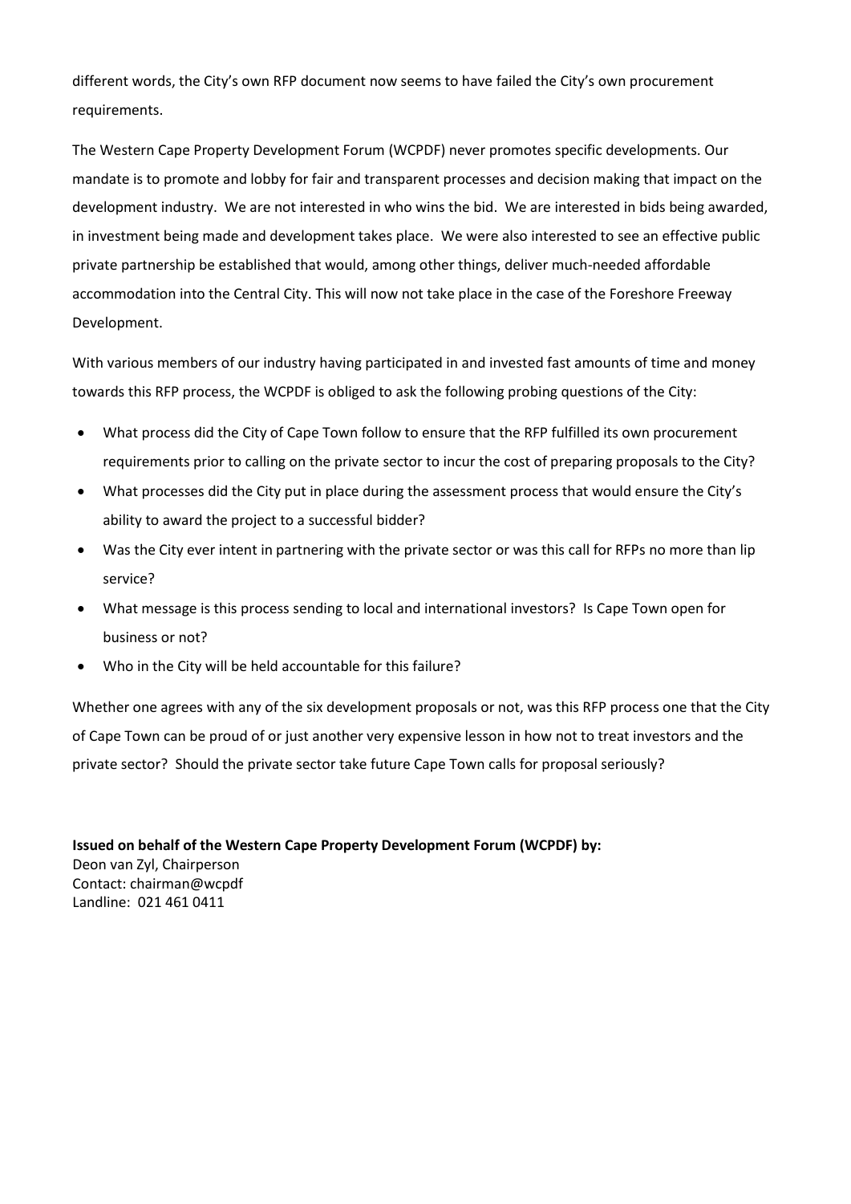different words, the City's own RFP document now seems to have failed the City's own procurement requirements.

The Western Cape Property Development Forum (WCPDF) never promotes specific developments. Our mandate is to promote and lobby for fair and transparent processes and decision making that impact on the development industry. We are not interested in who wins the bid. We are interested in bids being awarded, in investment being made and development takes place. We were also interested to see an effective public private partnership be established that would, among other things, deliver much-needed affordable accommodation into the Central City. This will now not take place in the case of the Foreshore Freeway Development.

With various members of our industry having participated in and invested fast amounts of time and money towards this RFP process, the WCPDF is obliged to ask the following probing questions of the City:

- What process did the City of Cape Town follow to ensure that the RFP fulfilled its own procurement requirements prior to calling on the private sector to incur the cost of preparing proposals to the City?
- What processes did the City put in place during the assessment process that would ensure the City's ability to award the project to a successful bidder?
- Was the City ever intent in partnering with the private sector or was this call for RFPs no more than lip service?
- What message is this process sending to local and international investors? Is Cape Town open for business or not?
- Who in the City will be held accountable for this failure?

Whether one agrees with any of the six development proposals or not, was this RFP process one that the City of Cape Town can be proud of or just another very expensive lesson in how not to treat investors and the private sector? Should the private sector take future Cape Town calls for proposal seriously?

**Issued on behalf of the Western Cape Property Development Forum (WCPDF) by:**
Deon van Zyl, Chairperson
Contact: chairman@wcpdf
Landline: 021 461 0411